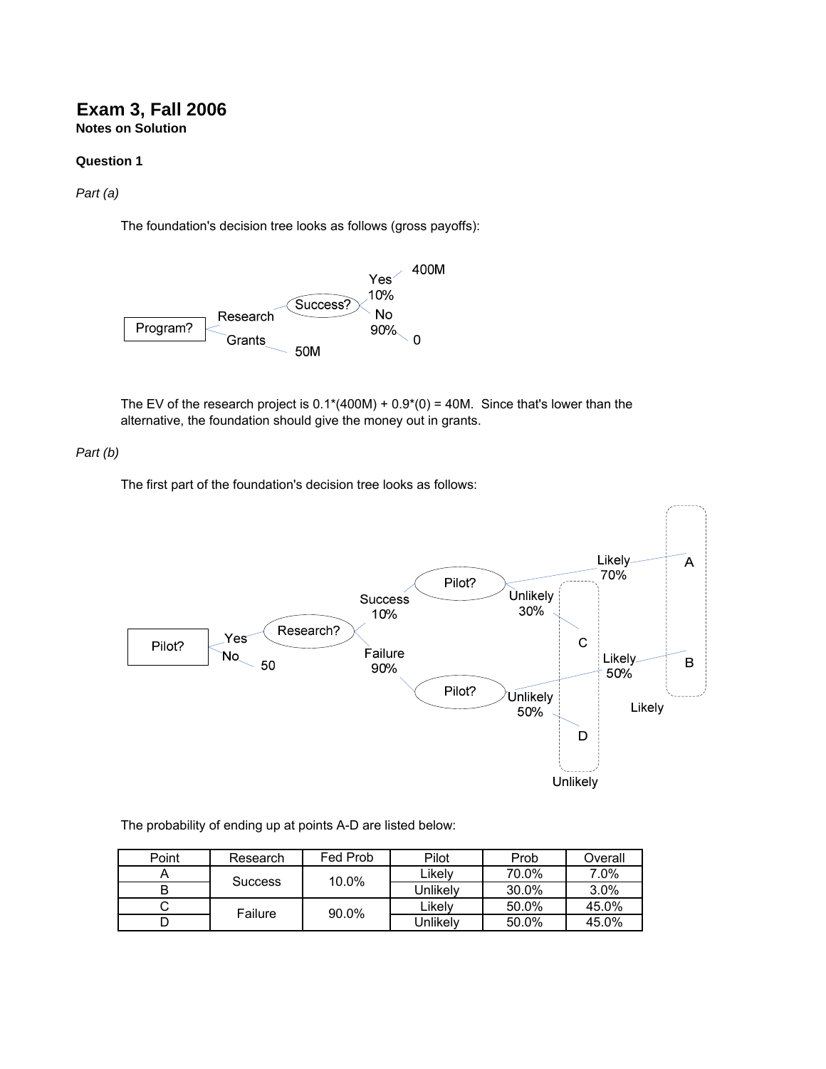# Exam 3, Fall 2006

**Notes on Solution**

**Question 1**

*Part (a)*

The foundation's decision tree looks as follows (gross payoffs):

The EV of the research project is 0.1*(400M) + 0.9*(0) = 40M. Since that's lower than the alternative, the foundation should give the money out in grants.

*Part (b)*

The first part of the foundation's decision tree looks as follows:

The probability of ending up at points A-D are listed below:

| Point | Research | Fed Prob | Pilot | Prob | Overall |
|---|---|---|---|---|---|
| A | Success | 10.0% | Likely | 70.0% | 7.0% |
| B | | | Unlikely | 30.0% | 3.0% |
| C | Failure | 90.0% | Likely | 50.0% | 45.0% |
| D | | | Unlikely | 50.0% | 45.0% |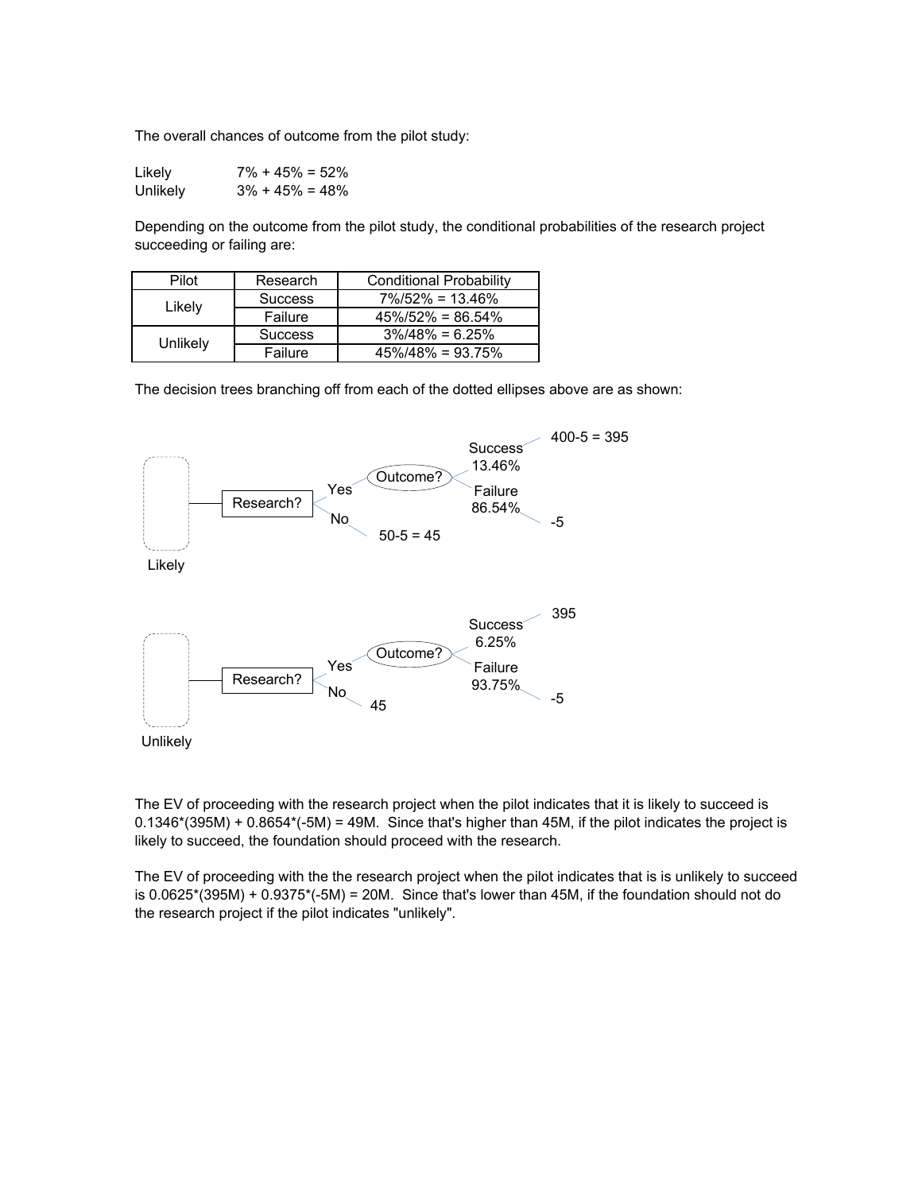The overall chances of outcome from the pilot study:

Likely 7% + 45% = 52%
Unlikely 3% + 45% = 48%

Depending on the outcome from the pilot study, the conditional probabilities of the research project succeeding or failing are:

| Pilot | Research | Conditional Probability |
|---|---|---|
| Likely | Success | 7%/52% = 13.46% |
| | Failure | 45%/52% = 86.54% |
| Unlikely | Success | 3%/48% = 6.25% |
| | Failure | 45%/48% = 93.75% |

The decision trees branching off from each of the dotted ellipses above are as shown:

Likely: Research? → Yes → Outcome? → Success 13.46% → 400-5 = 395; Failure 86.54% → -5. Research? → No → 50-5 = 45

Unlikely: Research? → Yes → Outcome? → Success 6.25% → 395; Failure 93.75% → -5. Research? → No → 45

The EV of proceeding with the research project when the pilot indicates that it is likely to succeed is 0.1346*(395M) + 0.8654*(-5M) = 49M. Since that's higher than 45M, if the pilot indicates the project is likely to succeed, the foundation should proceed with the research.

The EV of proceeding with the the research project when the pilot indicates that is is unlikely to succeed is 0.0625*(395M) + 0.9375*(-5M) = 20M. Since that's lower than 45M, if the foundation should not do the research project if the pilot indicates "unlikely".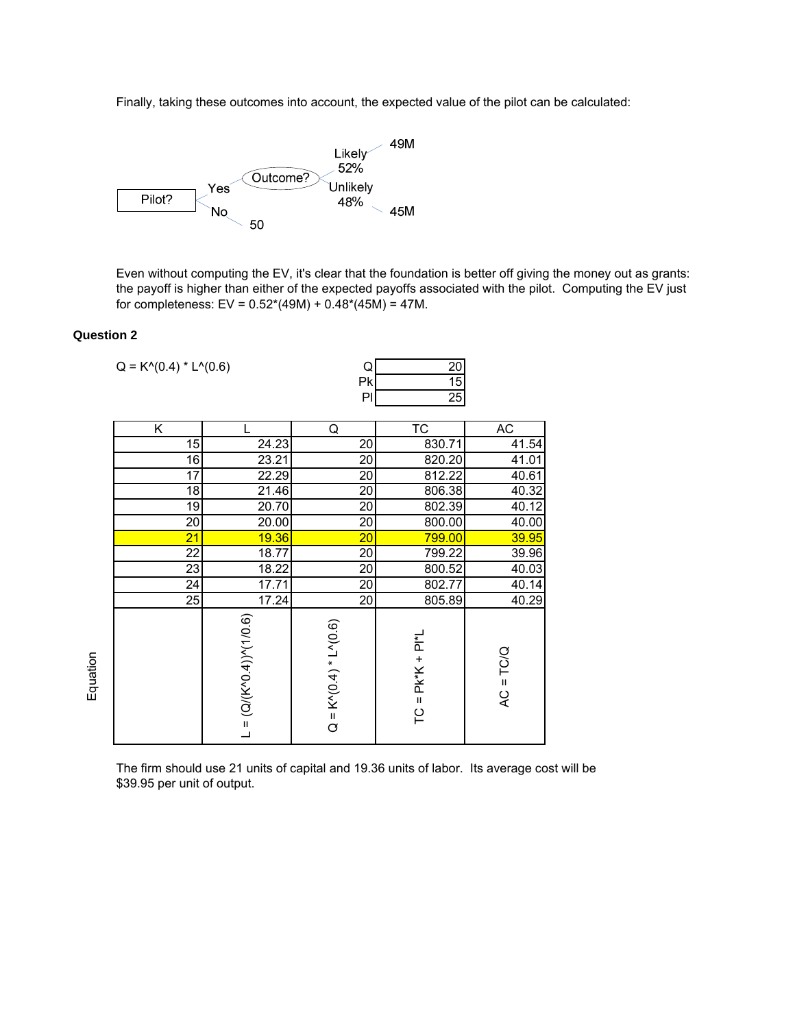Finally, taking these outcomes into account, the expected value of the pilot can be calculated:

Pilot? → Yes → Outcome? → Likely 52% → 49M; Unlikely 48% → 45M

Pilot? → No → 50

Even without computing the EV, it's clear that the foundation is better off giving the money out as grants: the payoff is higher than either of the expected payoffs associated with the pilot. Computing the EV just for completeness: EV = 0.52*(49M) + 0.48*(45M) = 47M.

**Question 2**

Q = K^(0.4) * L^(0.6)

| | |
|---|---|
| Q | 20 |
| Pk | 15 |
| Pl | 25 |

| K | L | Q | TC | AC |
|---|---|---|---|---|
| 15 | 24.23 | 20 | 830.71 | 41.54 |
| 16 | 23.21 | 20 | 820.20 | 41.01 |
| 17 | 22.29 | 20 | 812.22 | 40.61 |
| 18 | 21.46 | 20 | 806.38 | 40.32 |
| 19 | 20.70 | 20 | 802.39 | 40.12 |
| 20 | 20.00 | 20 | 800.00 | 40.00 |
| 21 | 19.36 | 20 | 799.00 | 39.95 |
| 22 | 18.77 | 20 | 799.22 | 39.96 |
| 23 | 18.22 | 20 | 800.52 | 40.03 |
| 24 | 17.71 | 20 | 802.77 | 40.14 |
| 25 | 17.24 | 20 | 805.89 | 40.29 |
| Equation | L = (Q/(K^0.4))^(1/0.6) | Q = K^(0.4) * L^(0.6) | TC = Pk*K + Pl*L | AC = TC/Q |

The firm should use 21 units of capital and 19.36 units of labor. Its average cost will be $39.95 per unit of output.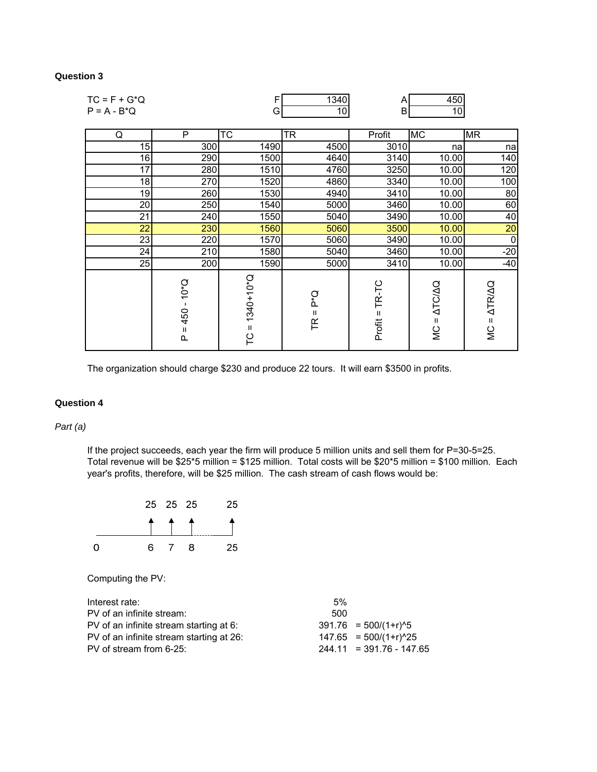**Question 3**

| | | | |
|---|---|---|---|
| TC = F + G*Q | F | 1340 | A: 450 |
| P = A - B*Q | G | 10 | B: 10 |

| Q | P | TC | TR | Profit | MC | MR |
|---|---|---|---|---|---|---|
| 15 | 300 | 1490 | 4500 | 3010 | na | na |
| 16 | 290 | 1500 | 4640 | 3140 | 10.00 | 140 |
| 17 | 280 | 1510 | 4760 | 3250 | 10.00 | 120 |
| 18 | 270 | 1520 | 4860 | 3340 | 10.00 | 100 |
| 19 | 260 | 1530 | 4940 | 3410 | 10.00 | 80 |
| 20 | 250 | 1540 | 5000 | 3460 | 10.00 | 60 |
| 21 | 240 | 1550 | 5040 | 3490 | 10.00 | 40 |
| **22** | **230** | **1560** | **5060** | **3500** | **10.00** | **20** |
| 23 | 220 | 1570 | 5060 | 3490 | 10.00 | 0 |
| 24 | 210 | 1580 | 5040 | 3460 | 10.00 | -20 |
| 25 | 200 | 1590 | 5000 | 3410 | 10.00 | -40 |
| | P = 450 - 10*Q | TC = 1340+10*Q | TR = P*Q | Profit = TR-TC | MC = ΔTC/ΔQ | MC = ΔTR/ΔQ |

The organization should charge $230 and produce 22 tours. It will earn $3500 in profits.

**Question 4**

*Part (a)*

If the project succeeds, each year the firm will produce 5 million units and sell them for P=30-5=25. Total revenue will be $25*5 million = $125 million. Total costs will be $20*5 million = $100 million. Each year's profits, therefore, will be $25 million. The cash stream of cash flows would be:

| 0 | ... | 6 | 7 | 8 | ...... | 25 |
|---|---|---|---|---|---|---|
| | | 25 | 25 | 25 | | 25 |

Computing the PV:

| | | |
|---|---|---|
| Interest rate: | 5% | |
| PV of an infinite stream: | 500 | |
| PV of an infinite stream starting at 6: | 391.76 | = 500/(1+r)^5 |
| PV of an infinite stream starting at 26: | 147.65 | = 500/(1+r)^25 |
| PV of stream from 6-25: | 244.11 | = 391.76 - 147.65 |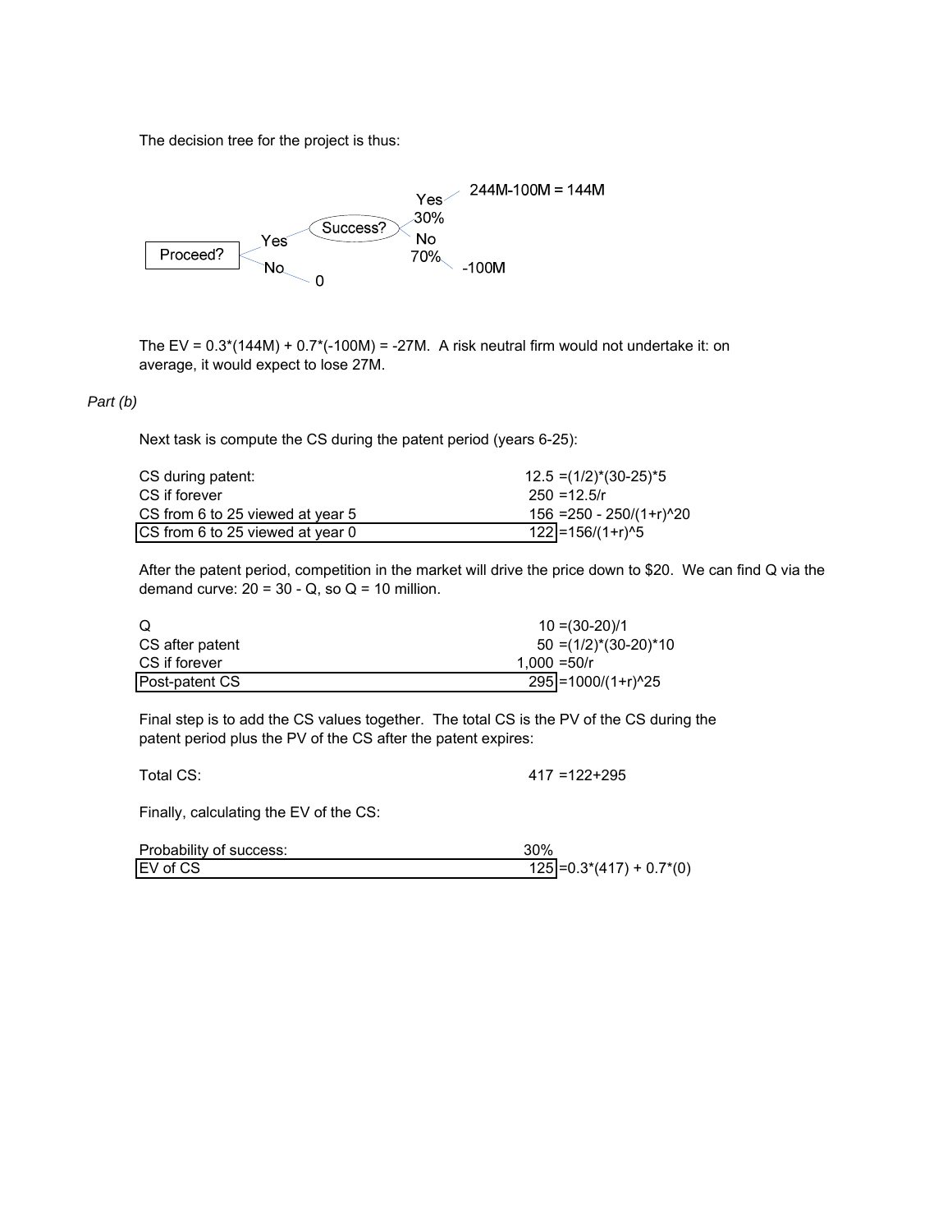The decision tree for the project is thus:

```
                          Yes     244M-100M = 144M
                         30%
             Success?
    Yes                   No
Proceed?                 70%      -100M
    No    0
```

The EV = 0.3*(144M) + 0.7*(-100M) = -27M. A risk neutral firm would not undertake it: on average, it would expect to lose 27M.

*Part (b)*

Next task is compute the CS during the patent period (years 6-25):

| | | |
|---|---|---|
| CS during patent: | 12.5 | =(1/2)*(30-25)*5 |
| CS if forever | 250 | =12.5/r |
| CS from 6 to 25 viewed at year 5 | 156 | =250 - 250/(1+r)^20 |
| **CS from 6 to 25 viewed at year 0** | **122** | =156/(1+r)^5 |

After the patent period, competition in the market will drive the price down to $20. We can find Q via the demand curve: 20 = 30 - Q, so Q = 10 million.

| | | |
|---|---|---|
| Q | 10 | =(30-20)/1 |
| CS after patent | 50 | =(1/2)*(30-20)*10 |
| CS if forever | 1,000 | =50/r |
| **Post-patent CS** | **295** | =1000/(1+r)^25 |

Final step is to add the CS values together. The total CS is the PV of the CS during the patent period plus the PV of the CS after the patent expires:

| | | |
|---|---|---|
| Total CS: | 417 | =122+295 |

Finally, calculating the EV of the CS:

| | | |
|---|---|---|
| Probability of success: | 30% | |
| **EV of CS** | **125** | =0.3*(417) + 0.7*(0) |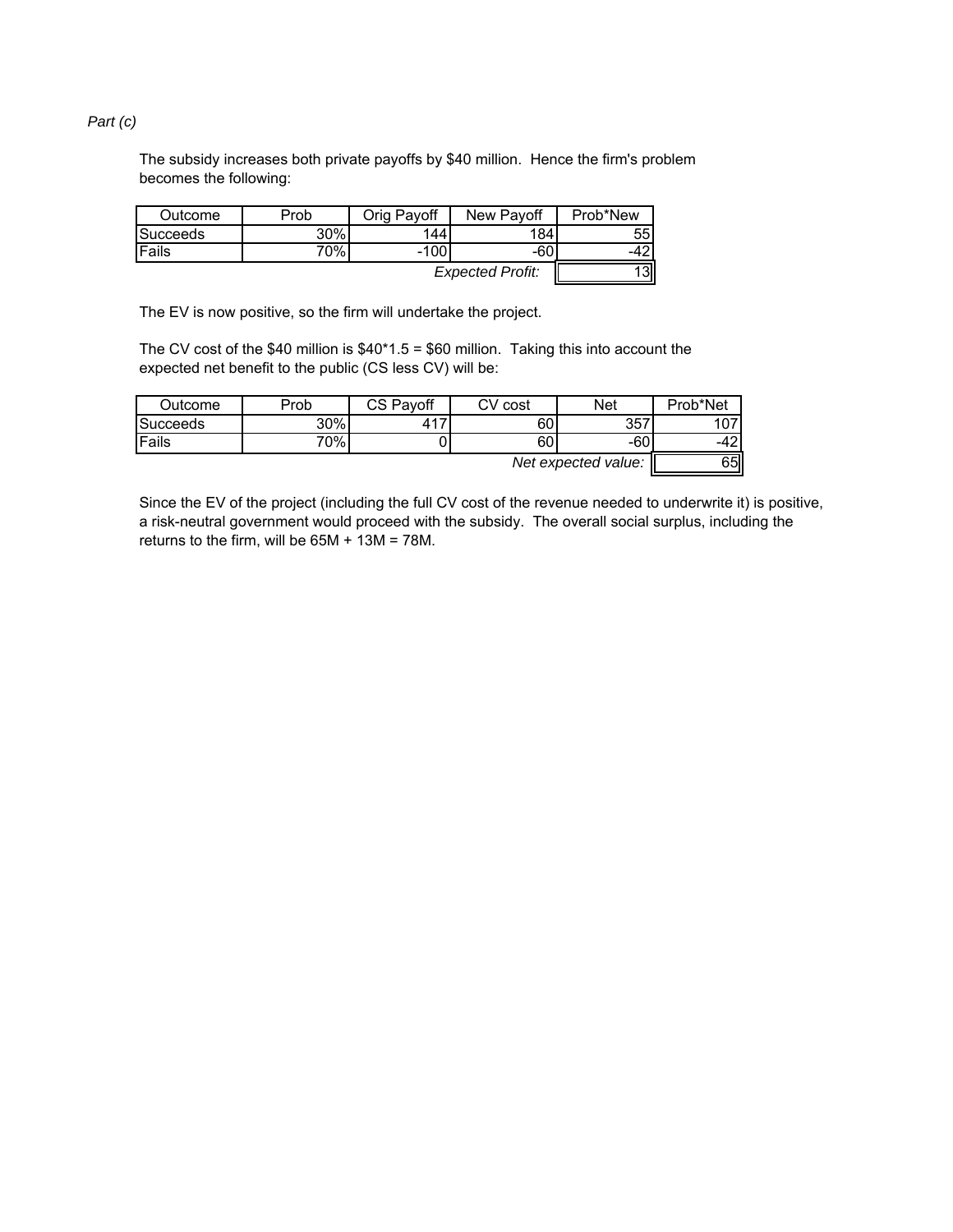*Part (c)*

The subsidy increases both private payoffs by $40 million. Hence the firm's problem becomes the following:

| Outcome | Prob | Orig Payoff | New Payoff | Prob*New |
| --- | --- | --- | --- | --- |
| Succeeds | 30% | 144 | 184 | 55 |
| Fails | 70% | -100 | -60 | -42 |
| | | | *Expected Profit:* | 13 |

The EV is now positive, so the firm will undertake the project.

The CV cost of the $40 million is $40*1.5 = $60 million. Taking this into account the expected net benefit to the public (CS less CV) will be:

| Outcome | Prob | CS Payoff | CV cost | Net | Prob*Net |
| --- | --- | --- | --- | --- | --- |
| Succeeds | 30% | 417 | 60 | 357 | 107 |
| Fails | 70% | 0 | 60 | -60 | -42 |
| | | | | *Net expected value:* | 65 |

Since the EV of the project (including the full CV cost of the revenue needed to underwrite it) is positive, a risk-neutral government would proceed with the subsidy. The overall social surplus, including the returns to the firm, will be 65M + 13M = 78M.